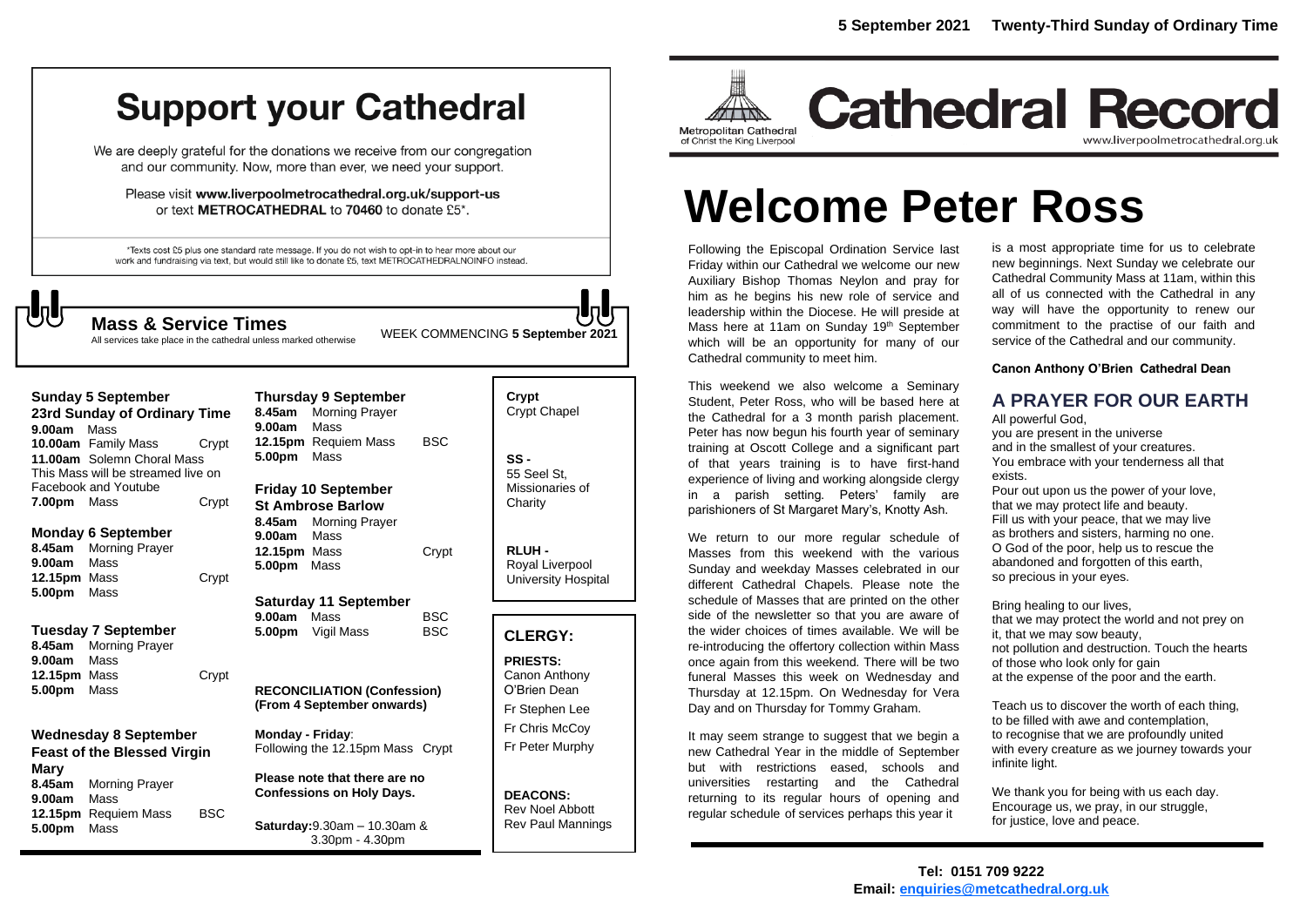**5 September 2021 Twenty-Third Sunday of Ordinary Time**

# Cathedral Record

Metropolitan Cathedral of Christ the King Liverpool

www.liverpoolmetrocathedral.org.uk

# Welcome Peter Ross

Following the Episcopal Ordination Service last Friday within our Cathedral we welcome our new Auxiliary Bishop Thomas Neylon and pray for him as he begins his new role of service and leadership within the Diocese. He will preside at Mass here at 11am on Sunday 19th September which will be an opportunity for many of our Cathedral community to meet him.

This weekend we also welcome a Seminary Student, Peter Ross, who will be based here at the Cathedral for a 3 month parish placement. Peter has now begun his fourth year of seminary training at Oscott College and a significant part of that years training is to have first-hand experience of living and working alongside clergy in a parish setting. Peters' family are parishioners of St Margaret Mary's, Knotty Ash.

We return to our more regular schedule of Masses from this weekend with the various Sunday and weekday Masses celebrated in our different Cathedral Chapels. Please note the schedule of Masses that are printed on the other side of the newsletter so that you are aware of the wider choices of times available. We will be re-introducing the offertory collection within Mass once again from this weekend. There will be two funeral Masses this week on Wednesday and Thursday at 12.15pm. On Wednesday for Vera Day and on Thursday for Tommy Graham.

It may seem strange to suggest that we begin a new Cathedral Year in the middle of September but with restrictions eased, schools and universities restarting and the Cathedral returning to its regular hours of opening and regular schedule of services perhaps this year it is a most appropriate time for us to celebrate new beginnings. Next Sunday we celebrate our Cathedral Community Mass at 11am, within this all of us connected with the Cathedral in any way will have the opportunity to renew our commitment to the practise of our faith and service of the Cathedral and our community.

**Canon Anthony O'Brien Cathedral Dean**

## A PRAYER FOR OUR EARTH

All powerful God,
you are present in the universe
and in the smallest of your creatures.
You embrace with your tenderness all that exists.
Pour out upon us the power of your love,
that we may protect life and beauty.
Fill us with your peace, that we may live
as brothers and sisters, harming no one.
O God of the poor, help us to rescue the
abandoned and forgotten of this earth,
so precious in your eyes.

Bring healing to our lives,
that we may protect the world and not prey on it, that we may sow beauty,
not pollution and destruction. Touch the hearts
of those who look only for gain
at the expense of the poor and the earth.

Teach us to discover the worth of each thing,
to be filled with awe and contemplation,
to recognise that we are profoundly united
with every creature as we journey towards your infinite light.

We thank you for being with us each day.
Encourage us, we pray, in our struggle,
for justice, love and peace.

# Support your Cathedral

We are deeply grateful for the donations we receive from our congregation and our community. Now, more than ever, we need your support.

Please visit **www.liverpoolmetrocathedral.org.uk/support-us** or text **METROCATHEDRAL** to **70460** to donate £5*.

*Texts cost £5 plus one standard rate message. If you do not wish to opt-in to hear more about our work and fundraising via text, but would still like to donate £5, text METROCATHEDRALNOINFO instead.

## Mass & Service Times

All services take place in the cathedral unless marked otherwise

WEEK COMMENCING **5 September 2021**

**Sunday 5 September**
**23rd Sunday of Ordinary Time**
**9.00am** Mass
**10.00am** Family Mass — Crypt
**11.00am** Solemn Choral Mass
This Mass will be streamed live on Facebook and Youtube
**7.00pm** Mass — Crypt

**Monday 6 September**
**8.45am** Morning Prayer
**9.00am** Mass
**12.15pm** Mass — Crypt
**5.00pm** Mass

**Tuesday 7 September**
**8.45am** Morning Prayer
**9.00am** Mass
**12.15pm** Mass — Crypt
**5.00pm** Mass

**Wednesday 8 September**
**Feast of the Blessed Virgin Mary**
**8.45am** Morning Prayer
**9.00am** Mass
**12.15pm** Requiem Mass — BSC
**5.00pm** Mass

**Thursday 9 September**
**8.45am** Morning Prayer
**9.00am** Mass
**12.15pm** Requiem Mass — BSC
**5.00pm** Mass

**Friday 10 September**
**St Ambrose Barlow**
**8.45am** Morning Prayer
**9.00am** Mass
**12.15pm** Mass — Crypt
**5.00pm** Mass

**Saturday 11 September**
**9.00am** Mass — BSC
**5.00pm** Vigil Mass — BSC

**RECONCILIATION (Confession)**
**(From 4 September onwards)**

**Monday - Friday**:
Following the 12.15pm Mass Crypt

**Please note that there are no Confessions on Holy Days.**

**Saturday:** 9.30am – 10.30am & 3.30pm - 4.30pm

**Crypt**
Crypt Chapel

**SS -**
55 Seel St, Missionaries of Charity

**RLUH -**
Royal Liverpool University Hospital

## CLERGY:

**PRIESTS:**
Canon Anthony O'Brien Dean
Fr Stephen Lee
Fr Chris McCoy
Fr Peter Murphy

**DEACONS:**
Rev Noel Abbott
Rev Paul Mannings

**Tel: 0151 709 9222**
**Email: enquiries@metcathedral.org.uk**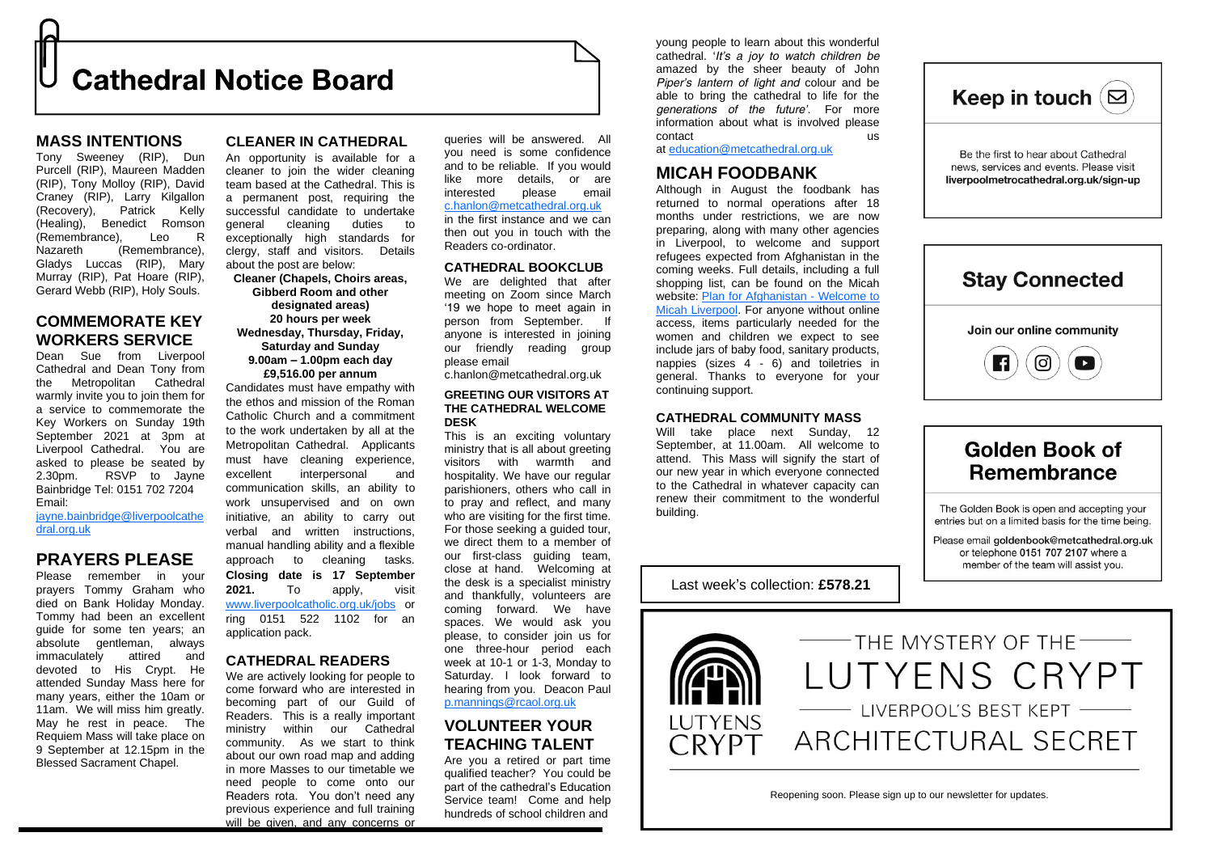# Cathedral Notice Board

## MASS INTENTIONS

Tony Sweeney (RIP), Dun Purcell (RIP), Maureen Madden (RIP), Tony Molloy (RIP), David Craney (RIP), Larry Kilgallon (Recovery), Patrick Kelly (Healing), Benedict Romson (Remembrance), Leo R Nazareth (Remembrance), Gladys Luccas (RIP), Mary Murray (RIP), Pat Hoare (RIP), Gerard Webb (RIP), Holy Souls.

## COMMEMORATE KEY WORKERS SERVICE

Dean Sue from Liverpool Cathedral and Dean Tony from the Metropolitan Cathedral warmly invite you to join them for a service to commemorate the Key Workers on Sunday 19th September 2021 at 3pm at Liverpool Cathedral. You are asked to please be seated by 2.30pm. RSVP to Jayne Bainbridge Tel: 0151 702 7204 Email: jayne.bainbridge@liverpoolcathedral.org.uk

## PRAYERS PLEASE

Please remember in your prayers Tommy Graham who died on Bank Holiday Monday. Tommy had been an excellent guide for some ten years; an absolute gentleman, always immaculately attired and devoted to His Crypt. He attended Sunday Mass here for many years, either the 10am or 11am. We will miss him greatly. May he rest in peace. The Requiem Mass will take place on 9 September at 12.15pm in the Blessed Sacrament Chapel.

## CLEANER IN CATHEDRAL

An opportunity is available for a cleaner to join the wider cleaning team based at the Cathedral. This is a permanent post, requiring the successful candidate to undertake general cleaning duties to exceptionally high standards for clergy, staff and visitors. Details about the post are below:

**Cleaner (Chapels, Choirs areas, Gibberd Room and other designated areas)**
**20 hours per week**
**Wednesday, Thursday, Friday, Saturday and Sunday**
**9.00am – 1.00pm each day**
**£9,516.00 per annum**

Candidates must have empathy with the ethos and mission of the Roman Catholic Church and a commitment to the work undertaken by all at the Metropolitan Cathedral. Applicants must have cleaning experience, excellent interpersonal and communication skills, an ability to work unsupervised and on own initiative, an ability to carry out verbal and written instructions, manual handling ability and a flexible approach to cleaning tasks. **Closing date is 17 September 2021.** To apply, visit www.liverpoolcatholic.org.uk/jobs or ring 0151 522 1102 for an application pack.

## CATHEDRAL READERS

We are actively looking for people to come forward who are interested in becoming part of our Guild of Readers. This is a really important ministry within our Cathedral community. As we start to think about our own road map and adding in more Masses to our timetable we need people to come onto our Readers rota. You don't need any previous experience and full training will be given, and any concerns or queries will be answered. All you need is some confidence and to be reliable. If you would like more details, or are interested please email c.hanlon@metcathedral.org.uk in the first instance and we can then out you in touch with the Readers co-ordinator.

### CATHEDRAL BOOKCLUB

We are delighted that after meeting on Zoom since March '19 we hope to meet again in person from September. If anyone is interested in joining our friendly reading group please email c.hanlon@metcathedral.org.uk

### GREETING OUR VISITORS AT THE CATHEDRAL WELCOME DESK

This is an exciting voluntary ministry that is all about greeting visitors with warmth and hospitality. We have our regular parishioners, others who call in to pray and reflect, and many who are visiting for the first time. For those seeking a guided tour, we direct them to a member of our first-class guiding team, close at hand. Welcoming at the desk is a specialist ministry and thankfully, volunteers are coming forward. We have spaces. We would ask you please, to consider join us for one three-hour period each week at 10-1 or 1-3, Monday to Saturday. I look forward to hearing from you. Deacon Paul p.mannings@rcaol.org.uk

## VOLUNTEER YOUR TEACHING TALENT

Are you a retired or part time qualified teacher? You could be part of the cathedral's Education Service team! Come and help hundreds of school children and young people to learn about this wonderful cathedral. '*It's a joy to watch children be* amazed by the sheer beauty of John *Piper's lantern of light and* colour and be able to bring the cathedral to life for the *generations of the future'*. For more information about what is involved please contact us at education@metcathedral.org.uk

## MICAH FOODBANK

Although in August the foodbank has returned to normal operations after 18 months under restrictions, we are now preparing, along with many other agencies in Liverpool, to welcome and support refugees expected from Afghanistan in the coming weeks. Full details, including a full shopping list, can be found on the Micah website: Plan for Afghanistan - Welcome to Micah Liverpool. For anyone without online access, items particularly needed for the women and children we expect to see include jars of baby food, sanitary products, nappies (sizes 4 - 6) and toiletries in general. Thanks to everyone for your continuing support.

### CATHEDRAL COMMUNITY MASS

Will take place next Sunday, 12 September, at 11.00am. All welcome to attend. This Mass will signify the start of our new year in which everyone connected to the Cathedral in whatever capacity can renew their commitment to the wonderful building.

Last week's collection: **£578.21**

## Keep in touch

Be the first to hear about Cathedral news, services and events. Please visit **liverpoolmetrocathedral.org.uk/sign-up**

## Stay Connected

**Join our online community**

## Golden Book of Remembrance

The Golden Book is open and accepting your entries but on a limited basis for the time being.

Please email **goldenbook@metcathedral.org.uk** or telephone **0151 707 2107** where a member of the team will assist you.

LUTYENS CRYPT

THE MYSTERY OF THE LUTYENS CRYPT
LIVERPOOL'S BEST KEPT ARCHITECTURAL SECRET

Reopening soon. Please sign up to our newsletter for updates.